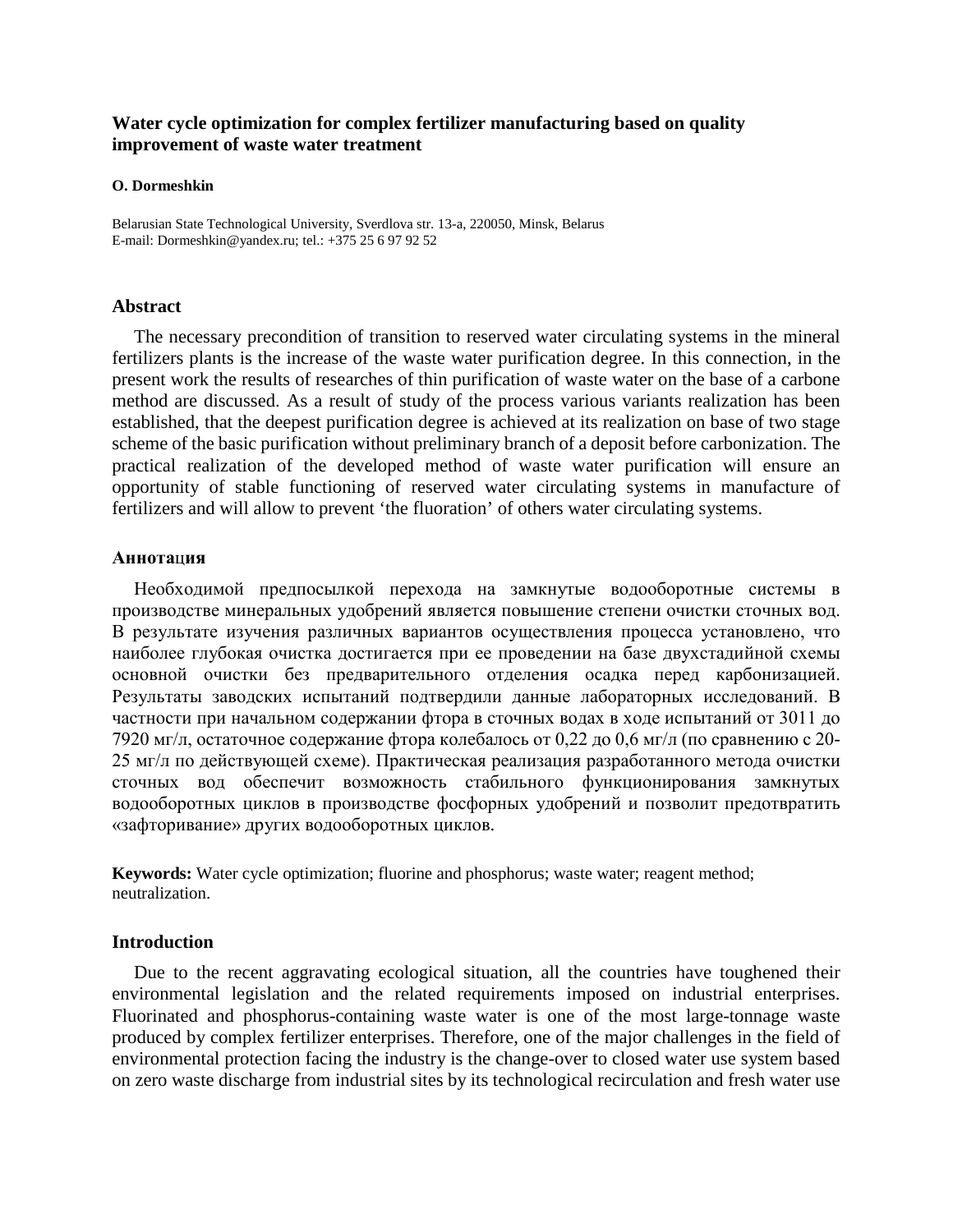# Water cycle optimization for complex fertilizer manufacturing based on quality improvement of waste water treatment

**O. Dormeshkin**

Belarusian State Technological University, Sverdlova str. 13-a, 220050, Minsk, Belarus
E-mail: Dormeshkin@yandex.ru; tel.: +375 25 6 97 92 52

## Abstract

The necessary precondition of transition to reserved water circulating systems in the mineral fertilizers plants is the increase of the waste water purification degree. In this connection, in the present work the results of researches of thin purification of waste water on the base of a carbone method are discussed. As a result of study of the process various variants realization has been established, that the deepest purification degree is achieved at its realization on base of two stage scheme of the basic purification without preliminary branch of a deposit before carbonization. The practical realization of the developed method of waste water purification will ensure an opportunity of stable functioning of reserved water circulating systems in manufacture of fertilizers and will allow to prevent 'the fluoration' of others water circulating systems.

## Аннотация

Необходимой предпосылкой перехода на замкнутые водооборотные системы в производстве минеральных удобрений является повышение степени очистки сточных вод. В результате изучения различных вариантов осуществления процесса установлено, что наиболее глубокая очистка достигается при ее проведении на базе двухстадийной схемы основной очистки без предварительного отделения осадка перед карбонизацией. Результаты заводских испытаний подтвердили данные лабораторных исследований. В частности при начальном содержании фтора в сточных водах в ходе испытаний от 3011 до 7920 мг/л, остаточное содержание фтора колебалось от 0,22 до 0,6 мг/л (по сравнению с 20-25 мг/л по действующей схеме). Практическая реализация разработанного метода очистки сточных вод обеспечит возможность стабильного функционирования замкнутых водооборотных циклов в производстве фосфорных удобрений и позволит предотвратить «зафторивание» других водооборотных циклов.

**Keywords:** Water cycle optimization; fluorine and phosphorus; waste water; reagent method; neutralization.

## Introduction

Due to the recent aggravating ecological situation, all the countries have toughened their environmental legislation and the related requirements imposed on industrial enterprises. Fluorinated and phosphorus-containing waste water is one of the most large-tonnage waste produced by complex fertilizer enterprises. Therefore, one of the major challenges in the field of environmental protection facing the industry is the change-over to closed water use system based on zero waste discharge from industrial sites by its technological recirculation and fresh water use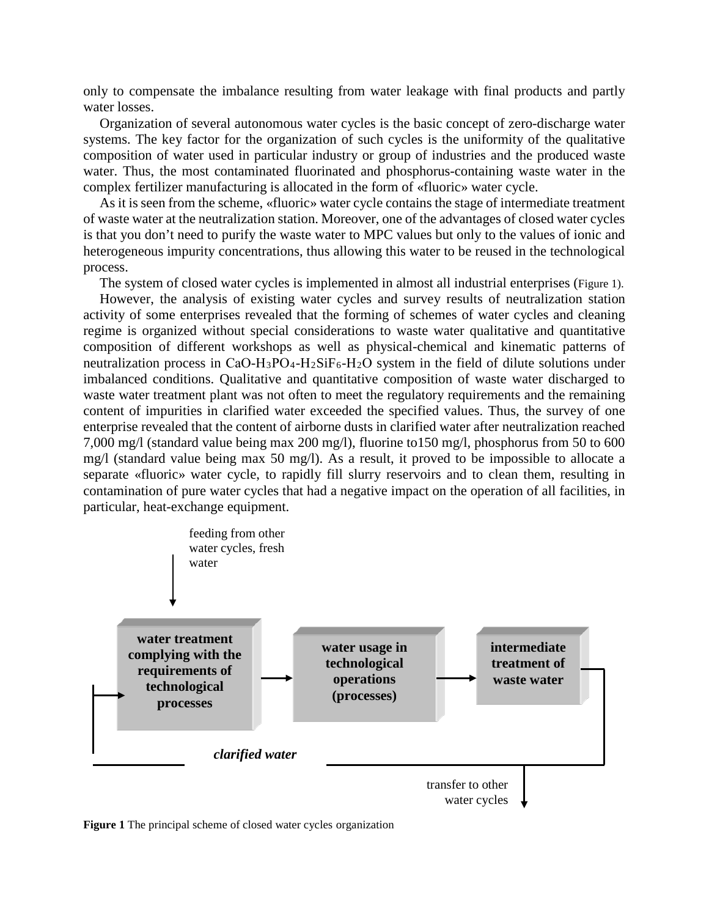only to compensate the imbalance resulting from water leakage with final products and partly water losses.

Organization of several autonomous water cycles is the basic concept of zero-discharge water systems. The key factor for the organization of such cycles is the uniformity of the qualitative composition of water used in particular industry or group of industries and the produced waste water. Thus, the most contaminated fluorinated and phosphorus-containing waste water in the complex fertilizer manufacturing is allocated in the form of «fluoric» water cycle.

As it is seen from the scheme, «fluoric» water cycle contains the stage of intermediate treatment of waste water at the neutralization station. Moreover, one of the advantages of closed water cycles is that you don't need to purify the waste water to MPC values but only to the values of ionic and heterogeneous impurity concentrations, thus allowing this water to be reused in the technological process.

The system of closed water cycles is implemented in almost all industrial enterprises (Figure 1).

However, the analysis of existing water cycles and survey results of neutralization station activity of some enterprises revealed that the forming of schemes of water cycles and cleaning regime is organized without special considerations to waste water qualitative and quantitative composition of different workshops as well as physical-chemical and kinematic patterns of neutralization process in $CaO$-$H_3PO_4$-$H_2SiF_6$-$H_2O$ system in the field of dilute solutions under imbalanced conditions. Qualitative and quantitative composition of waste water discharged to waste water treatment plant was not often to meet the regulatory requirements and the remaining content of impurities in clarified water exceeded the specified values. Thus, the survey of one enterprise revealed that the content of airborne dusts in clarified water after neutralization reached 7,000 mg/l (standard value being max 200 mg/l), fluorine to150 mg/l, phosphorus from 50 to 600 mg/l (standard value being max 50 mg/l). As a result, it proved to be impossible to allocate a separate «fluoric» water cycle, to rapidly fill slurry reservoirs and to clean them, resulting in contamination of pure water cycles that had a negative impact on the operation of all facilities, in particular, heat-exchange equipment.

feeding from other water cycles, fresh water

**water treatment complying with the requirements of technological processes** → **water usage in technological operations (processes)** → **intermediate treatment of waste water**

***clarified water***

transfer to other water cycles

**Figure 1** The principal scheme of closed water cycles organization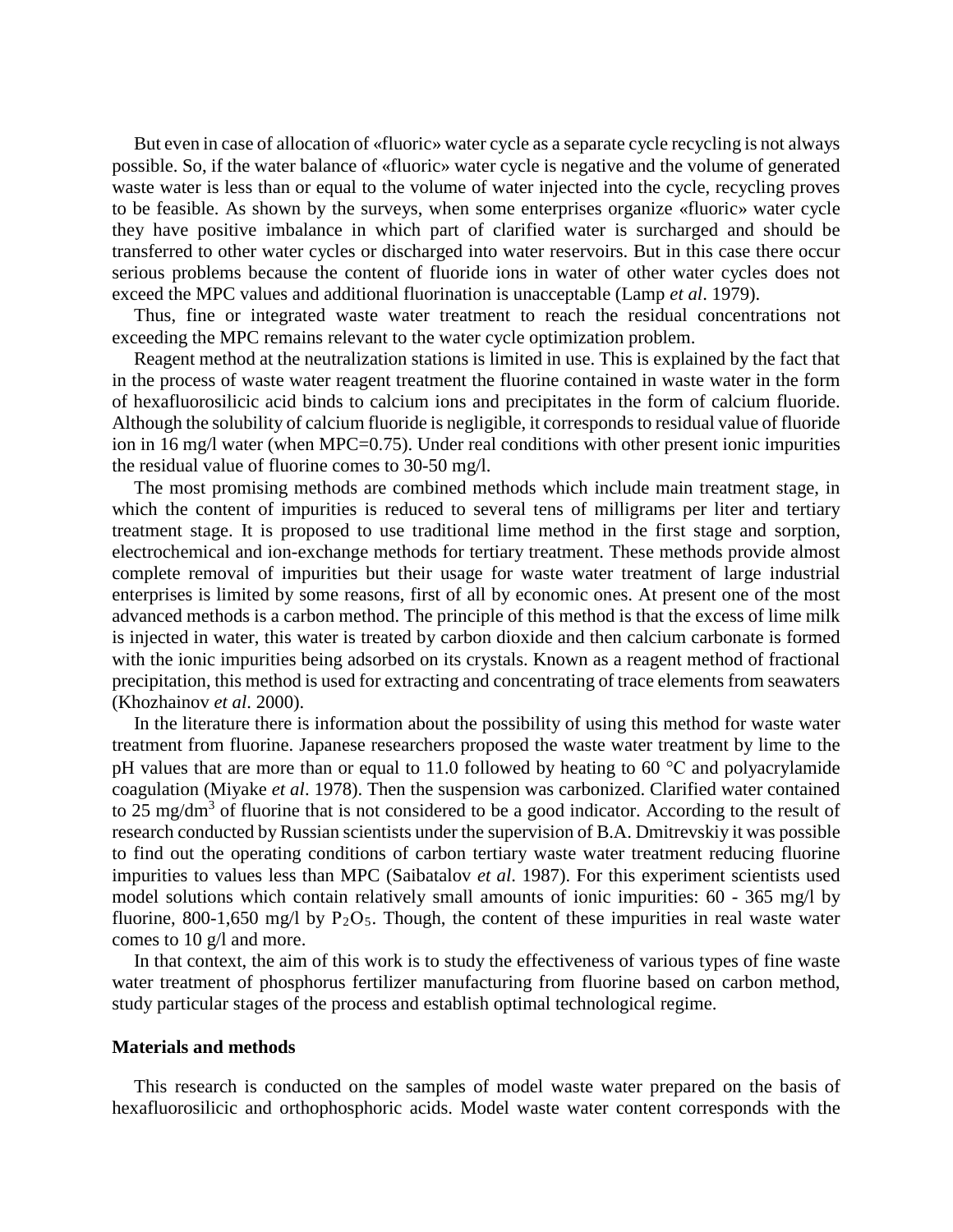But even in case of allocation of «fluoric» water cycle as a separate cycle recycling is not always possible. So, if the water balance of «fluoric» water cycle is negative and the volume of generated waste water is less than or equal to the volume of water injected into the cycle, recycling proves to be feasible. As shown by the surveys, when some enterprises organize «fluoric» water cycle they have positive imbalance in which part of clarified water is surcharged and should be transferred to other water cycles or discharged into water reservoirs. But in this case there occur serious problems because the content of fluoride ions in water of other water cycles does not exceed the MPC values and additional fluorination is unacceptable (Lamp *et al*. 1979).

Thus, fine or integrated waste water treatment to reach the residual concentrations not exceeding the MPC remains relevant to the water cycle optimization problem.

Reagent method at the neutralization stations is limited in use. This is explained by the fact that in the process of waste water reagent treatment the fluorine contained in waste water in the form of hexafluorosilicic acid binds to calcium ions and precipitates in the form of calcium fluoride. Although the solubility of calcium fluoride is negligible, it corresponds to residual value of fluoride ion in 16 mg/l water (when MPC=0.75). Under real conditions with other present ionic impurities the residual value of fluorine comes to 30-50 mg/l.

The most promising methods are combined methods which include main treatment stage, in which the content of impurities is reduced to several tens of milligrams per liter and tertiary treatment stage. It is proposed to use traditional lime method in the first stage and sorption, electrochemical and ion-exchange methods for tertiary treatment. These methods provide almost complete removal of impurities but their usage for waste water treatment of large industrial enterprises is limited by some reasons, first of all by economic ones. At present one of the most advanced methods is a carbon method. The principle of this method is that the excess of lime milk is injected in water, this water is treated by carbon dioxide and then calcium carbonate is formed with the ionic impurities being adsorbed on its crystals. Known as a reagent method of fractional precipitation, this method is used for extracting and concentrating of trace elements from seawaters (Khozhainov *et al*. 2000).

In the literature there is information about the possibility of using this method for waste water treatment from fluorine. Japanese researchers proposed the waste water treatment by lime to the pH values that are more than or equal to 11.0 followed by heating to 60 °C and polyacrylamide coagulation (Miyake *et al*. 1978). Then the suspension was carbonized. Clarified water contained to 25 $mg/dm^3$ of fluorine that is not considered to be a good indicator. According to the result of research conducted by Russian scientists under the supervision of B.A. Dmitrevskiy it was possible to find out the operating conditions of carbon tertiary waste water treatment reducing fluorine impurities to values less than MPC (Saibatalov *et al*. 1987). For this experiment scientists used model solutions which contain relatively small amounts of ionic impurities: 60 - 365 mg/l by fluorine, 800-1,650 mg/l by $P_2O_5$. Though, the content of these impurities in real waste water comes to 10 g/l and more.

In that context, the aim of this work is to study the effectiveness of various types of fine waste water treatment of phosphorus fertilizer manufacturing from fluorine based on carbon method, study particular stages of the process and establish optimal technological regime.

## Materials and methods

This research is conducted on the samples of model waste water prepared on the basis of hexafluorosilicic and orthophosphoric acids. Model waste water content corresponds with the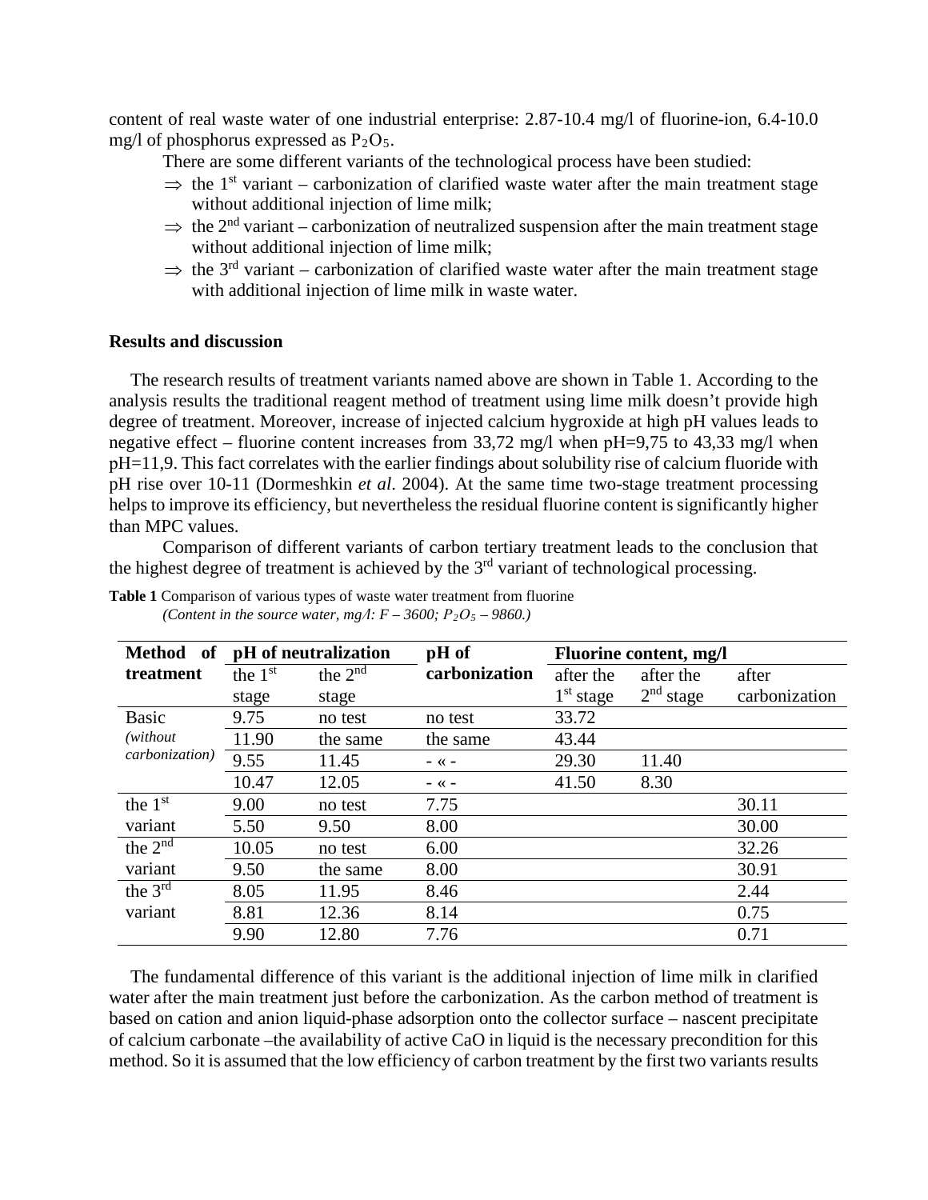content of real waste water of one industrial enterprise: 2.87-10.4 mg/l of fluorine-ion, 6.4-10.0 mg/l of phosphorus expressed as $P_2O_5$.

There are some different variants of the technological process have been studied:

- ⇒ the 1st variant – carbonization of clarified waste water after the main treatment stage without additional injection of lime milk;
- ⇒ the 2nd variant – carbonization of neutralized suspension after the main treatment stage without additional injection of lime milk;
- ⇒ the 3rd variant – carbonization of clarified waste water after the main treatment stage with additional injection of lime milk in waste water.

## Results and discussion

The research results of treatment variants named above are shown in Table 1. According to the analysis results the traditional reagent method of treatment using lime milk doesn't provide high degree of treatment. Moreover, increase of injected calcium hygroxide at high pH values leads to negative effect – fluorine content increases from 33,72 mg/l when pH=9,75 to 43,33 mg/l when pH=11,9. This fact correlates with the earlier findings about solubility rise of calcium fluoride with pH rise over 10-11 (Dormeshkin *et al*. 2004). At the same time two-stage treatment processing helps to improve its efficiency, but nevertheless the residual fluorine content is significantly higher than MPC values.

Comparison of different variants of carbon tertiary treatment leads to the conclusion that the highest degree of treatment is achieved by the 3rd variant of technological processing.

**Table 1** Comparison of various types of waste water treatment from fluorine
*(Content in the source water, mg/l: F – 3600; $P_2O_5$ – 9860.)*

| Method of treatment | pH of neutralization | | pH of carbonization | Fluorine content, mg/l | | |
|---|---|---|---|---|---|---|
| | the 1st stage | the 2nd stage | | after the 1st stage | after the 2nd stage | after carbonization |
| Basic *(without carbonization)* | 9.75 | no test | no test | 33.72 | | |
| | 11.90 | the same | the same | 43.44 | | |
| | 9.55 | 11.45 | - « - | 29.30 | 11.40 | |
| | 10.47 | 12.05 | - « - | 41.50 | 8.30 | |
| the 1st variant | 9.00 | no test | 7.75 | | | 30.11 |
| | 5.50 | 9.50 | 8.00 | | | 30.00 |
| the 2nd variant | 10.05 | no test | 6.00 | | | 32.26 |
| | 9.50 | the same | 8.00 | | | 30.91 |
| the 3rd variant | 8.05 | 11.95 | 8.46 | | | 2.44 |
| | 8.81 | 12.36 | 8.14 | | | 0.75 |
| | 9.90 | 12.80 | 7.76 | | | 0.71 |

The fundamental difference of this variant is the additional injection of lime milk in clarified water after the main treatment just before the carbonization. As the carbon method of treatment is based on cation and anion liquid-phase adsorption onto the collector surface – nascent precipitate of calcium carbonate –the availability of active CaO in liquid is the necessary precondition for this method. So it is assumed that the low efficiency of carbon treatment by the first two variants results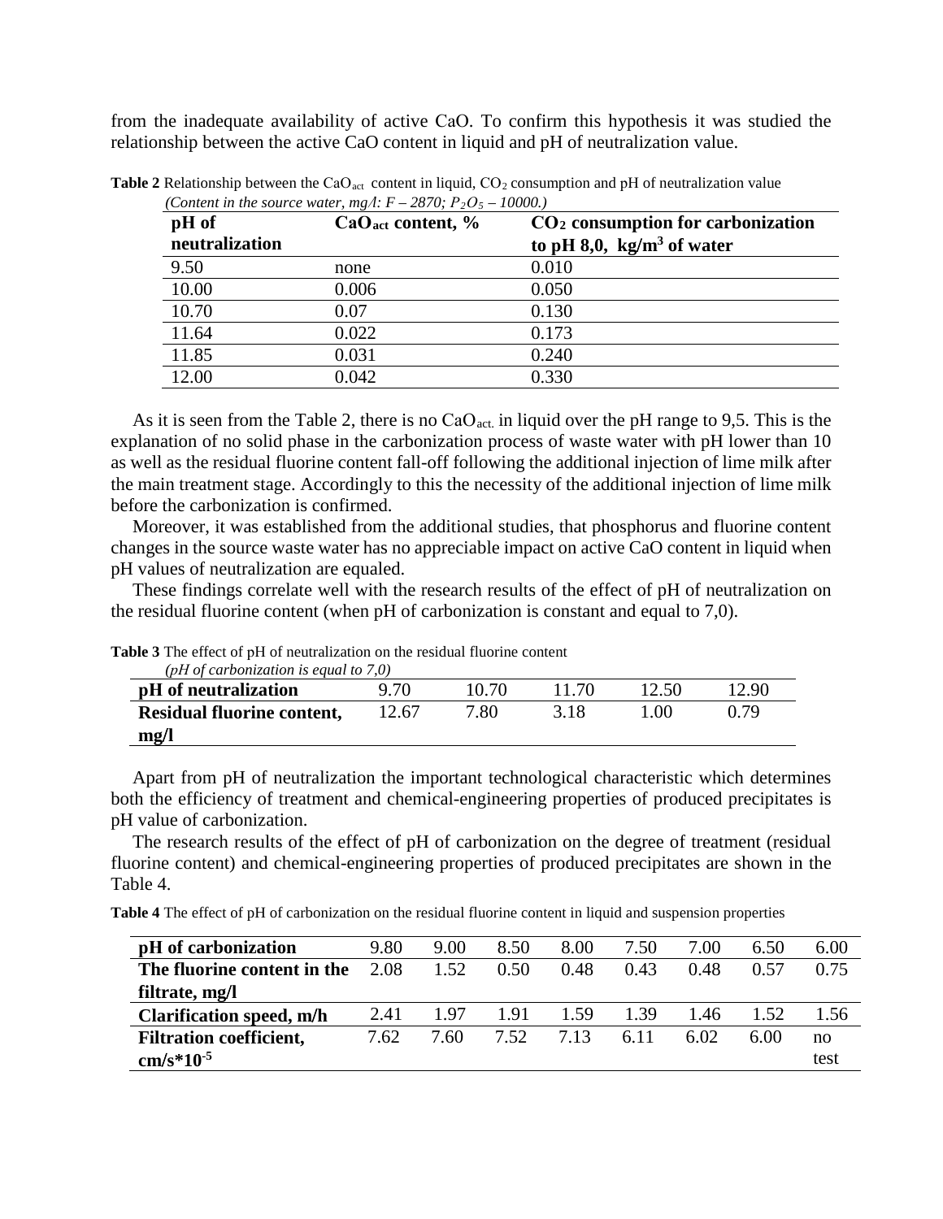from the inadequate availability of active CaO. To confirm this hypothesis it was studied the relationship between the active CaO content in liquid and pH of neutralization value.

**Table 2** Relationship between the $CaO_{act}$ content in liquid, $CO_2$ consumption and pH of neutralization value *(Content in the source water, mg/l: F – 2870; $P_2O_5$ – 10000.)*

| pH of neutralization | $CaO_{act}$ content, % | $CO_2$ consumption for carbonization to pH 8,0, kg/m$^3$ of water |
|---|---|---|
| 9.50 | none | 0.010 |
| 10.00 | 0.006 | 0.050 |
| 10.70 | 0.07 | 0.130 |
| 11.64 | 0.022 | 0.173 |
| 11.85 | 0.031 | 0.240 |
| 12.00 | 0.042 | 0.330 |

As it is seen from the Table 2, there is no $CaO_{act.}$ in liquid over the pH range to 9,5. This is the explanation of no solid phase in the carbonization process of waste water with pH lower than 10 as well as the residual fluorine content fall-off following the additional injection of lime milk after the main treatment stage. Accordingly to this the necessity of the additional injection of lime milk before the carbonization is confirmed.

Moreover, it was established from the additional studies, that phosphorus and fluorine content changes in the source waste water has no appreciable impact on active CaO content in liquid when pH values of neutralization are equaled.

These findings correlate well with the research results of the effect of pH of neutralization on the residual fluorine content (when pH of carbonization is constant and equal to 7,0).

**Table 3** The effect of pH of neutralization on the residual fluorine content *(pH of carbonization is equal to 7,0)*

| pH of neutralization | 9.70 | 10.70 | 11.70 | 12.50 | 12.90 |
|---|---|---|---|---|---|
| Residual fluorine content, mg/l | 12.67 | 7.80 | 3.18 | 1.00 | 0.79 |

Apart from pH of neutralization the important technological characteristic which determines both the efficiency of treatment and chemical-engineering properties of produced precipitates is pH value of carbonization.

The research results of the effect of pH of carbonization on the degree of treatment (residual fluorine content) and chemical-engineering properties of produced precipitates are shown in the Table 4.

**Table 4** The effect of pH of carbonization on the residual fluorine content in liquid and suspension properties

| pH of carbonization | 9.80 | 9.00 | 8.50 | 8.00 | 7.50 | 7.00 | 6.50 | 6.00 |
|---|---|---|---|---|---|---|---|---|
| The fluorine content in the filtrate, mg/l | 2.08 | 1.52 | 0.50 | 0.48 | 0.43 | 0.48 | 0.57 | 0.75 |
| Clarification speed, m/h | 2.41 | 1.97 | 1.91 | 1.59 | 1.39 | 1.46 | 1.52 | 1.56 |
| Filtration coefficient, cm/s*10$^{-5}$ | 7.62 | 7.60 | 7.52 | 7.13 | 6.11 | 6.02 | 6.00 | no test |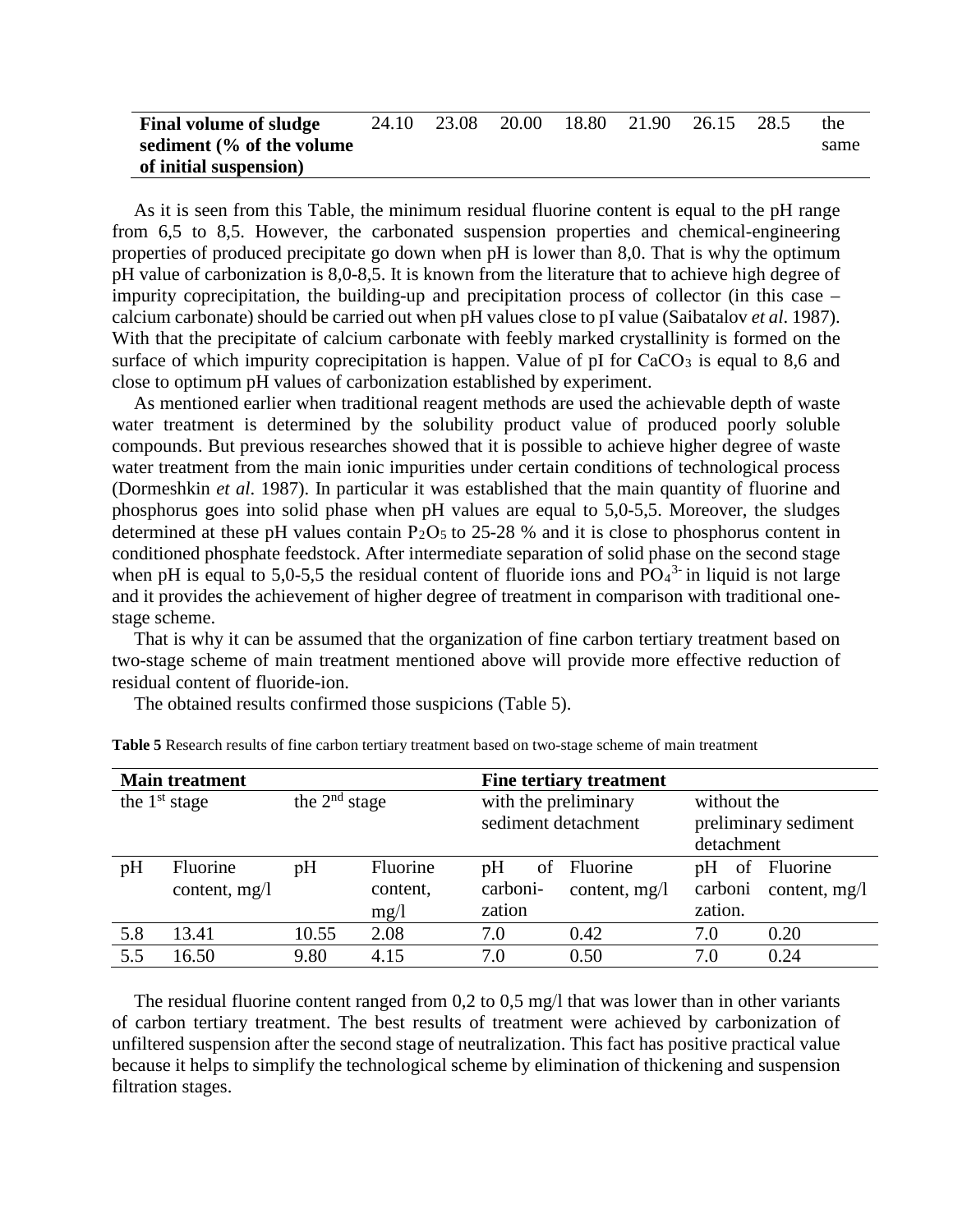| **Final volume of sludge sediment (% of the volume of initial suspension)** | 24.10 | 23.08 | 20.00 | 18.80 | 21.90 | 26.15 | 28.5 | the same |
|---|---|---|---|---|---|---|---|---|

As it is seen from this Table, the minimum residual fluorine content is equal to the pH range from 6,5 to 8,5. However, the carbonated suspension properties and chemical-engineering properties of produced precipitate go down when pH is lower than 8,0. That is why the optimum pH value of carbonization is 8,0-8,5. It is known from the literature that to achieve high degree of impurity coprecipitation, the building-up and precipitation process of collector (in this case – calcium carbonate) should be carried out when pH values close to pI value (Saibatalov *et al*. 1987). With that the precipitate of calcium carbonate with feebly marked crystallinity is formed on the surface of which impurity coprecipitation is happen. Value of pI for $CaCO_3$ is equal to 8,6 and close to optimum pH values of carbonization established by experiment.

As mentioned earlier when traditional reagent methods are used the achievable depth of waste water treatment is determined by the solubility product value of produced poorly soluble compounds. But previous researches showed that it is possible to achieve higher degree of waste water treatment from the main ionic impurities under certain conditions of technological process (Dormeshkin *et al*. 1987). In particular it was established that the main quantity of fluorine and phosphorus goes into solid phase when pH values are equal to 5,0-5,5. Moreover, the sludges determined at these pH values contain $P_2O_5$ to 25-28 % and it is close to phosphorus content in conditioned phosphate feedstock. After intermediate separation of solid phase on the second stage when pH is equal to 5,0-5,5 the residual content of fluoride ions and $PO_4^{3-}$ in liquid is not large and it provides the achievement of higher degree of treatment in comparison with traditional one-stage scheme.

That is why it can be assumed that the organization of fine carbon tertiary treatment based on two-stage scheme of main treatment mentioned above will provide more effective reduction of residual content of fluoride-ion.

The obtained results confirmed those suspicions (Table 5).

**Table 5** Research results of fine carbon tertiary treatment based on two-stage scheme of main treatment

| **Main treatment** | | | | **Fine tertiary treatment** | | | |
|---|---|---|---|---|---|---|---|
| the 1st stage | | the 2nd stage | | with the preliminary sediment detachment | | without the preliminary sediment detachment | |
| pH | Fluorine content, mg/l | pH | Fluorine content, mg/l | pH of carbonization | Fluorine content, mg/l | pH of carbonization. | Fluorine content, mg/l |
| 5.8 | 13.41 | 10.55 | 2.08 | 7.0 | 0.42 | 7.0 | 0.20 |
| 5.5 | 16.50 | 9.80 | 4.15 | 7.0 | 0.50 | 7.0 | 0.24 |

The residual fluorine content ranged from 0,2 to 0,5 mg/l that was lower than in other variants of carbon tertiary treatment. The best results of treatment were achieved by carbonization of unfiltered suspension after the second stage of neutralization. This fact has positive practical value because it helps to simplify the technological scheme by elimination of thickening and suspension filtration stages.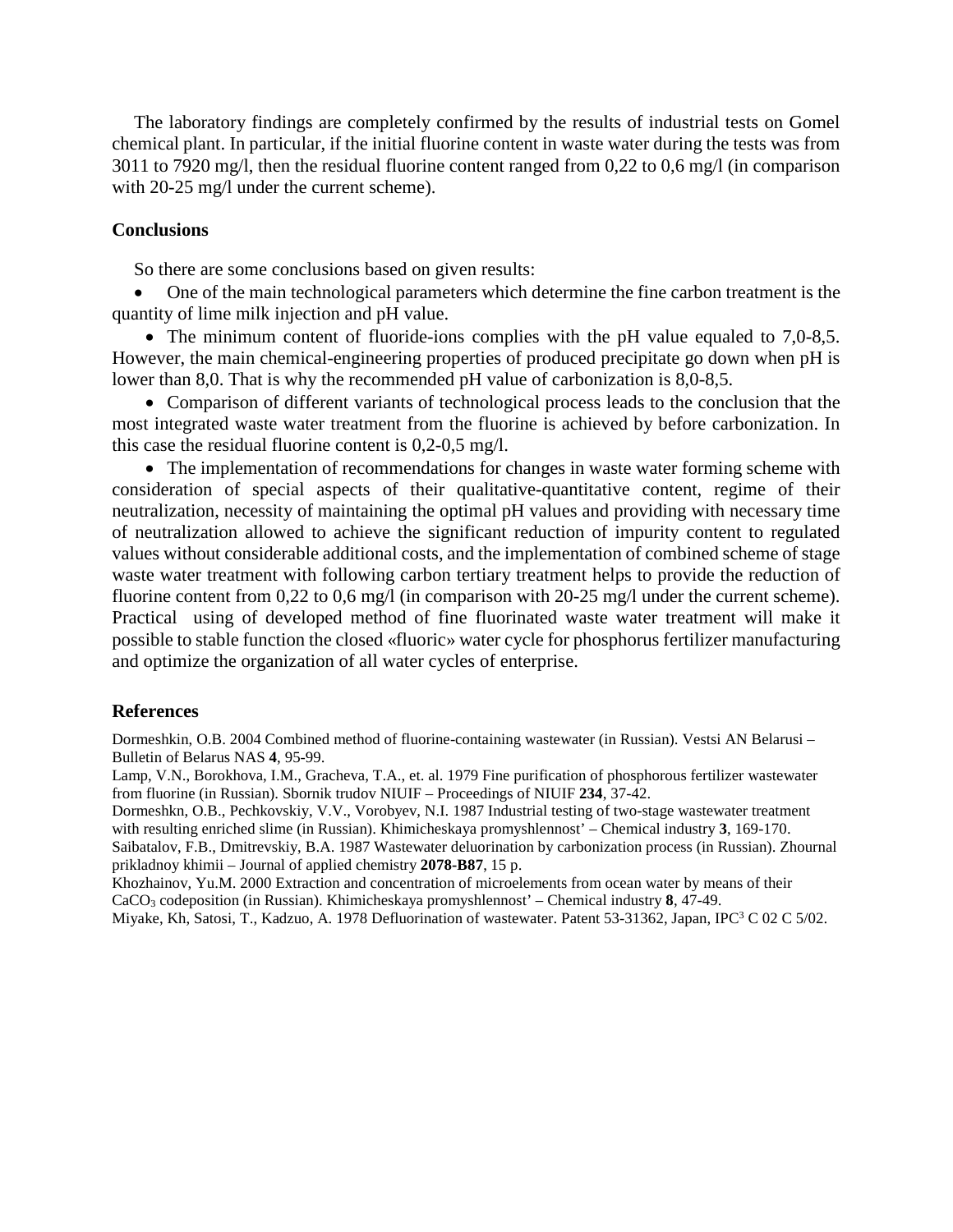The laboratory findings are completely confirmed by the results of industrial tests on Gomel chemical plant. In particular, if the initial fluorine content in waste water during the tests was from 3011 to 7920 mg/l, then the residual fluorine content ranged from 0,22 to 0,6 mg/l (in comparison with 20-25 mg/l under the current scheme).

## Conclusions

So there are some conclusions based on given results:

- One of the main technological parameters which determine the fine carbon treatment is the quantity of lime milk injection and pH value.
- The minimum content of fluoride-ions complies with the pH value equaled to 7,0-8,5. However, the main chemical-engineering properties of produced precipitate go down when pH is lower than 8,0. That is why the recommended pH value of carbonization is 8,0-8,5.
- Comparison of different variants of technological process leads to the conclusion that the most integrated waste water treatment from the fluorine is achieved by before carbonization. In this case the residual fluorine content is 0,2-0,5 mg/l.
- The implementation of recommendations for changes in waste water forming scheme with consideration of special aspects of their qualitative-quantitative content, regime of their neutralization, necessity of maintaining the optimal pH values and providing with necessary time of neutralization allowed to achieve the significant reduction of impurity content to regulated values without considerable additional costs, and the implementation of combined scheme of stage waste water treatment with following carbon tertiary treatment helps to provide the reduction of fluorine content from 0,22 to 0,6 mg/l (in comparison with 20-25 mg/l under the current scheme). Practical using of developed method of fine fluorinated waste water treatment will make it possible to stable function the closed «fluoric» water cycle for phosphorus fertilizer manufacturing and optimize the organization of all water cycles of enterprise.

## References

Dormeshkin, O.B. 2004 Combined method of fluorine-containing wastewater (in Russian). Vestsi AN Belarusi – Bulletin of Belarus NAS **4**, 95-99.

Lamp, V.N., Borokhova, I.M., Gracheva, T.A., et. al. 1979 Fine purification of phosphorous fertilizer wastewater from fluorine (in Russian). Sbornik trudov NIUIF – Proceedings of NIUIF **234**, 37-42.

Dormeshkn, O.B., Pechkovskiy, V.V., Vorobyev, N.I. 1987 Industrial testing of two-stage wastewater treatment with resulting enriched slime (in Russian). Khimicheskaya promyshlennost' – Chemical industry **3**, 169-170.

Saibatalov, F.B., Dmitrevskiy, B.A. 1987 Wastewater deluorination by carbonization process (in Russian). Zhournal prikladnoy khimii – Journal of applied chemistry **2078-B87**, 15 p.

Khozhainov, Yu.M. 2000 Extraction and concentration of microelements from ocean water by means of their $CaCO_3$ codeposition (in Russian). Khimicheskaya promyshlennost' – Chemical industry **8**, 47-49.

Miyake, Kh, Satosi, T., Kadzuo, A. 1978 Defluorination of wastewater. Patent 53-31362, Japan, $IPC^3$ C 02 C 5/02.